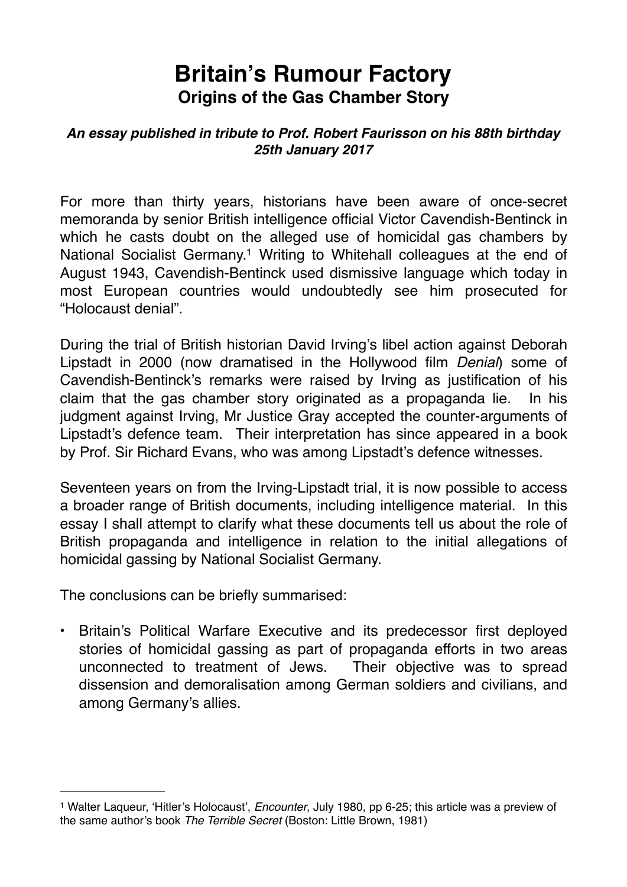# Britain's Rumour Factory

## Origins of the Gas Chamber Story

***An essay published in tribute to Prof. Robert Faurisson on his 88th birthday 25th January 2017***

For more than thirty years, historians have been aware of once-secret memoranda by senior British intelligence official Victor Cavendish-Bentinck in which he casts doubt on the alleged use of homicidal gas chambers by National Socialist Germany.[1] Writing to Whitehall colleagues at the end of August 1943, Cavendish-Bentinck used dismissive language which today in most European countries would undoubtedly see him prosecuted for "Holocaust denial".

During the trial of British historian David Irving's libel action against Deborah Lipstadt in 2000 (now dramatised in the Hollywood film *Denial*) some of Cavendish-Bentinck's remarks were raised by Irving as justification of his claim that the gas chamber story originated as a propaganda lie. In his judgment against Irving, Mr Justice Gray accepted the counter-arguments of Lipstadt's defence team. Their interpretation has since appeared in a book by Prof. Sir Richard Evans, who was among Lipstadt's defence witnesses.

Seventeen years on from the Irving-Lipstadt trial, it is now possible to access a broader range of British documents, including intelligence material. In this essay I shall attempt to clarify what these documents tell us about the role of British propaganda and intelligence in relation to the initial allegations of homicidal gassing by National Socialist Germany.

The conclusions can be briefly summarised:

- Britain's Political Warfare Executive and its predecessor first deployed stories of homicidal gassing as part of propaganda efforts in two areas unconnected to treatment of Jews. Their objective was to spread dissension and demoralisation among German soldiers and civilians, and among Germany's allies.

---

[1] Walter Laqueur, 'Hitler's Holocaust', *Encounter*, July 1980, pp 6-25; this article was a preview of the same author's book *The Terrible Secret* (Boston: Little Brown, 1981)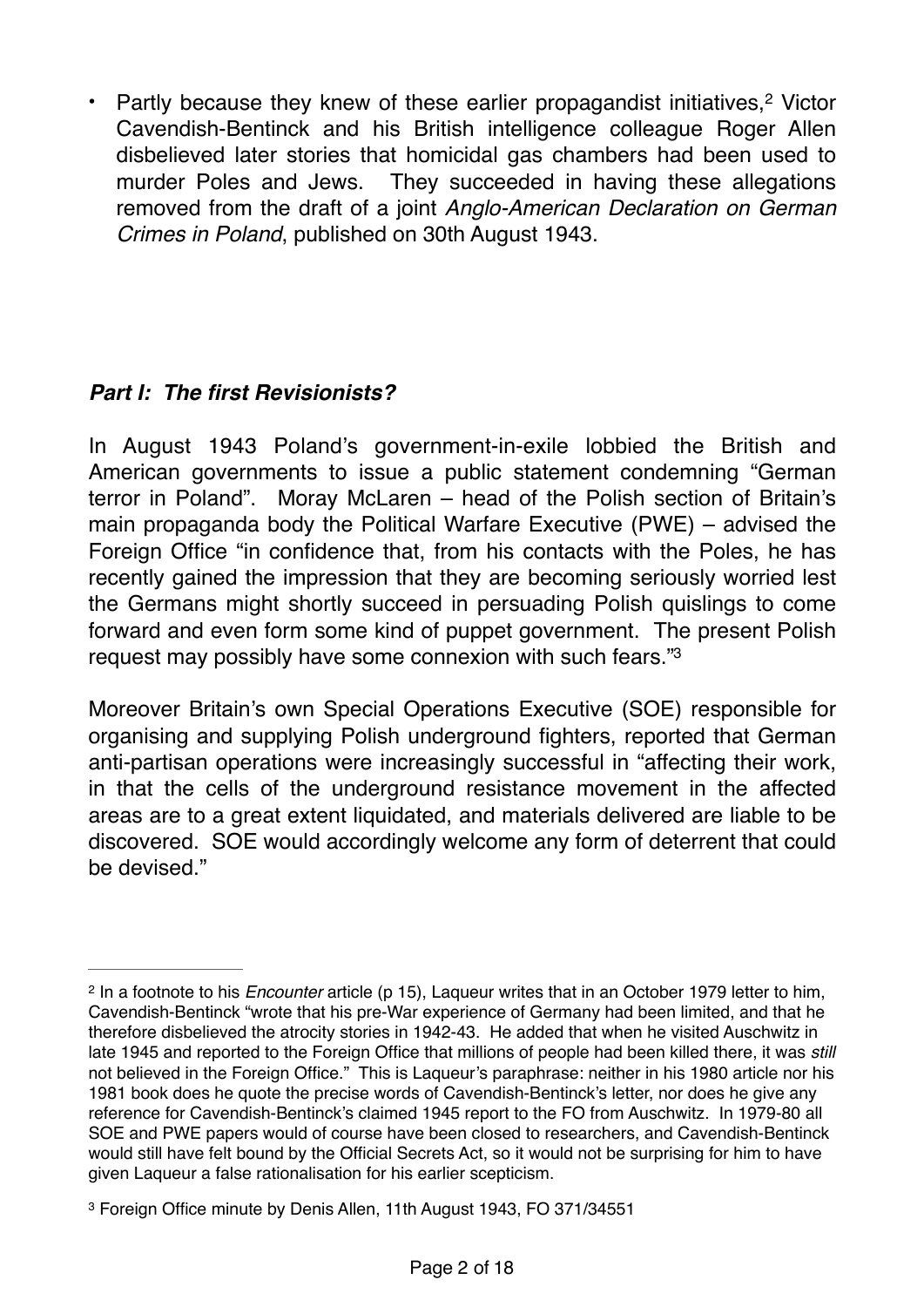- Partly because they knew of these earlier propagandist initiatives,[2] Victor Cavendish-Bentinck and his British intelligence colleague Roger Allen disbelieved later stories that homicidal gas chambers had been used to murder Poles and Jews. They succeeded in having these allegations removed from the draft of a joint *Anglo-American Declaration on German Crimes in Poland*, published on 30th August 1943.

## *Part I: The first Revisionists?*

In August 1943 Poland's government-in-exile lobbied the British and American governments to issue a public statement condemning "German terror in Poland". Moray McLaren – head of the Polish section of Britain's main propaganda body the Political Warfare Executive (PWE) – advised the Foreign Office "in confidence that, from his contacts with the Poles, he has recently gained the impression that they are becoming seriously worried lest the Germans might shortly succeed in persuading Polish quislings to come forward and even form some kind of puppet government. The present Polish request may possibly have some connexion with such fears."[3]

Moreover Britain's own Special Operations Executive (SOE) responsible for organising and supplying Polish underground fighters, reported that German anti-partisan operations were increasingly successful in "affecting their work, in that the cells of the underground resistance movement in the affected areas are to a great extent liquidated, and materials delivered are liable to be discovered. SOE would accordingly welcome any form of deterrent that could be devised."

---

[2] In a footnote to his *Encounter* article (p 15), Laqueur writes that in an October 1979 letter to him, Cavendish-Bentinck "wrote that his pre-War experience of Germany had been limited, and that he therefore disbelieved the atrocity stories in 1942-43. He added that when he visited Auschwitz in late 1945 and reported to the Foreign Office that millions of people had been killed there, it was *still* not believed in the Foreign Office." This is Laqueur's paraphrase: neither in his 1980 article nor his 1981 book does he quote the precise words of Cavendish-Bentinck's letter, nor does he give any reference for Cavendish-Bentinck's claimed 1945 report to the FO from Auschwitz. In 1979-80 all SOE and PWE papers would of course have been closed to researchers, and Cavendish-Bentinck would still have felt bound by the Official Secrets Act, so it would not be surprising for him to have given Laqueur a false rationalisation for his earlier scepticism.

[3] Foreign Office minute by Denis Allen, 11th August 1943, FO 371/34551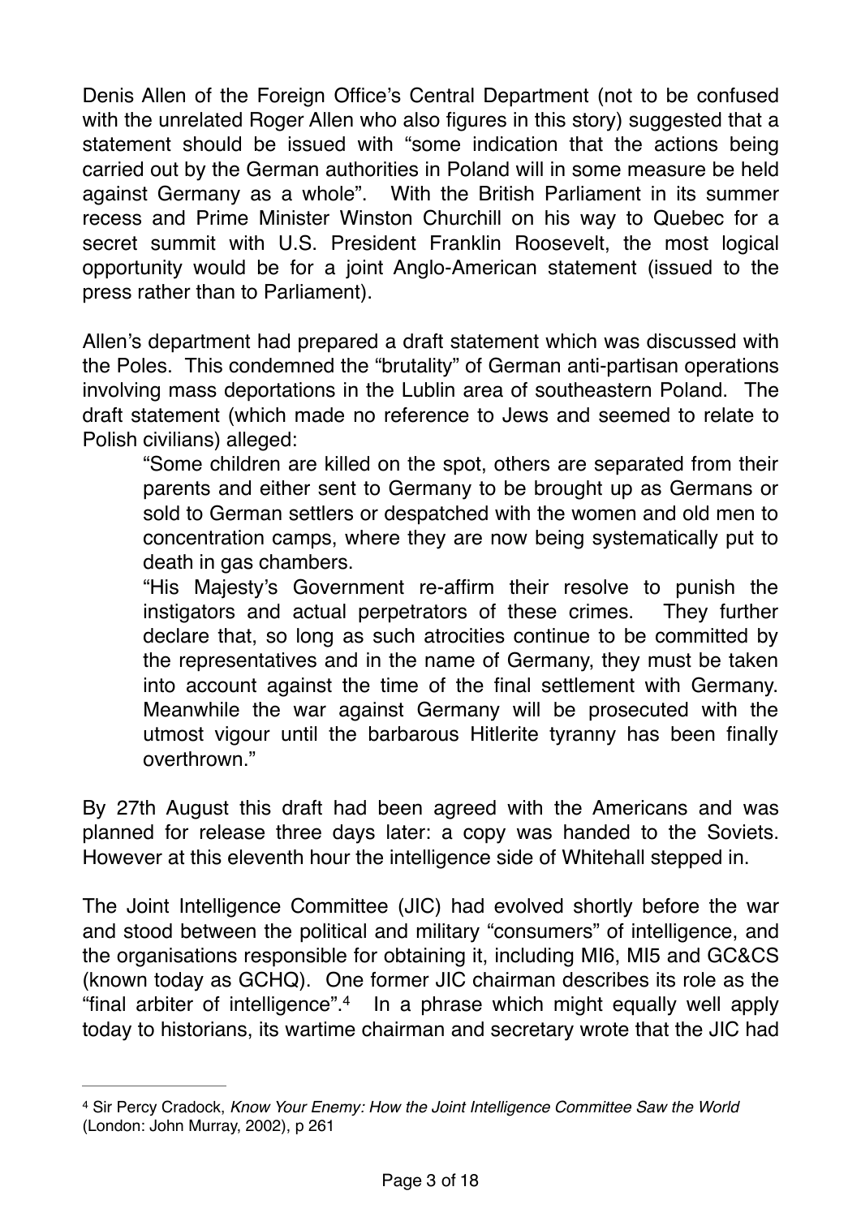Denis Allen of the Foreign Office's Central Department (not to be confused with the unrelated Roger Allen who also figures in this story) suggested that a statement should be issued with "some indication that the actions being carried out by the German authorities in Poland will in some measure be held against Germany as a whole". With the British Parliament in its summer recess and Prime Minister Winston Churchill on his way to Quebec for a secret summit with U.S. President Franklin Roosevelt, the most logical opportunity would be for a joint Anglo-American statement (issued to the press rather than to Parliament).

Allen's department had prepared a draft statement which was discussed with the Poles. This condemned the "brutality" of German anti-partisan operations involving mass deportations in the Lublin area of southeastern Poland. The draft statement (which made no reference to Jews and seemed to relate to Polish civilians) alleged:

> "Some children are killed on the spot, others are separated from their parents and either sent to Germany to be brought up as Germans or sold to German settlers or despatched with the women and old men to concentration camps, where they are now being systematically put to death in gas chambers.
>
> "His Majesty's Government re-affirm their resolve to punish the instigators and actual perpetrators of these crimes. They further declare that, so long as such atrocities continue to be committed by the representatives and in the name of Germany, they must be taken into account against the time of the final settlement with Germany. Meanwhile the war against Germany will be prosecuted with the utmost vigour until the barbarous Hitlerite tyranny has been finally overthrown."

By 27th August this draft had been agreed with the Americans and was planned for release three days later: a copy was handed to the Soviets. However at this eleventh hour the intelligence side of Whitehall stepped in.

The Joint Intelligence Committee (JIC) had evolved shortly before the war and stood between the political and military "consumers" of intelligence, and the organisations responsible for obtaining it, including MI6, MI5 and GC&CS (known today as GCHQ). One former JIC chairman describes its role as the "final arbiter of intelligence".[4] In a phrase which might equally well apply today to historians, its wartime chairman and secretary wrote that the JIC had

---

[4] Sir Percy Cradock, *Know Your Enemy: How the Joint Intelligence Committee Saw the World* (London: John Murray, 2002), p 261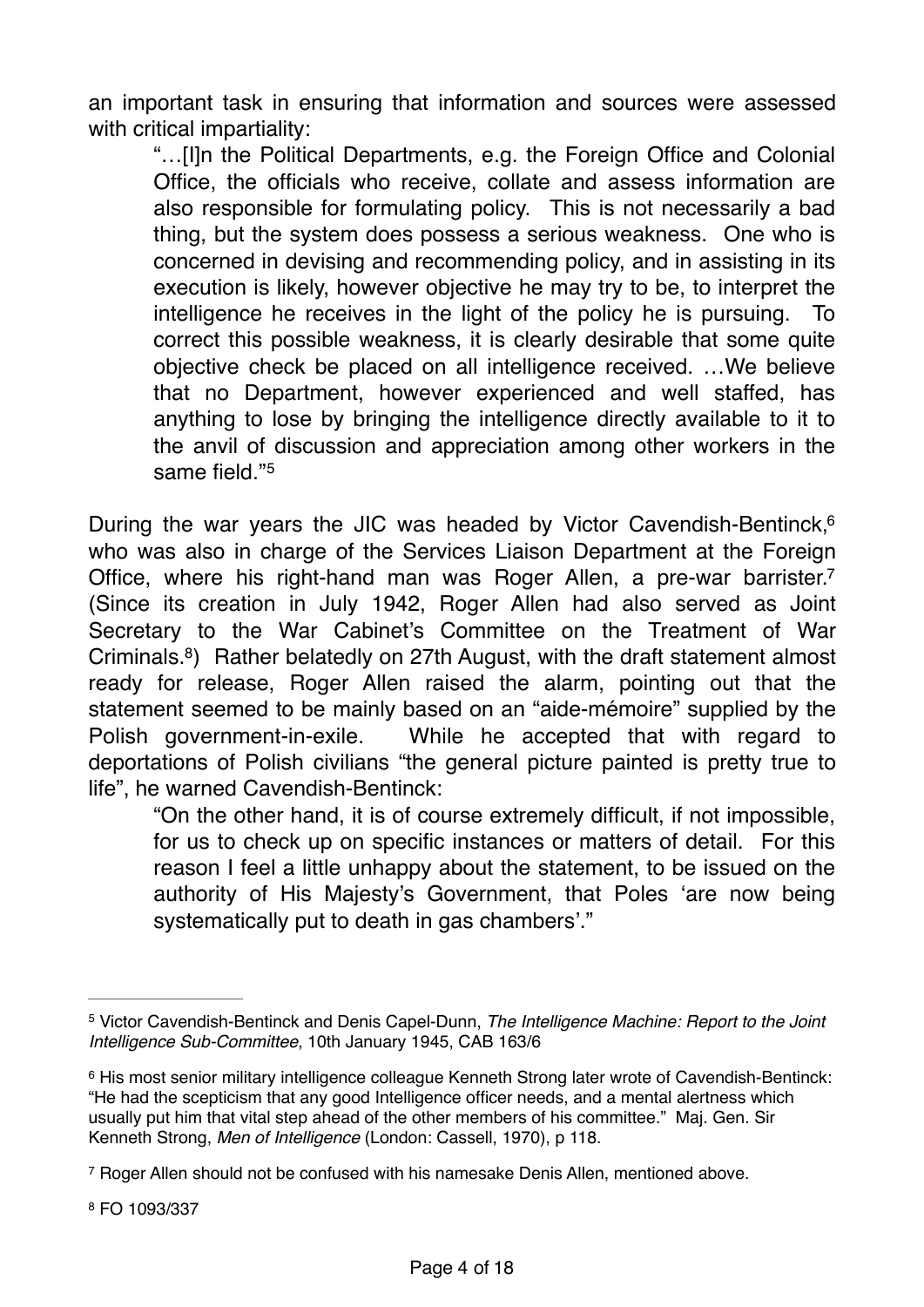an important task in ensuring that information and sources were assessed with critical impartiality:

> "…[I]n the Political Departments, e.g. the Foreign Office and Colonial Office, the officials who receive, collate and assess information are also responsible for formulating policy. This is not necessarily a bad thing, but the system does possess a serious weakness. One who is concerned in devising and recommending policy, and in assisting in its execution is likely, however objective he may try to be, to interpret the intelligence he receives in the light of the policy he is pursuing. To correct this possible weakness, it is clearly desirable that some quite objective check be placed on all intelligence received. …We believe that no Department, however experienced and well staffed, has anything to lose by bringing the intelligence directly available to it to the anvil of discussion and appreciation among other workers in the same field."[5]

During the war years the JIC was headed by Victor Cavendish-Bentinck,[6] who was also in charge of the Services Liaison Department at the Foreign Office, where his right-hand man was Roger Allen, a pre-war barrister.[7] (Since its creation in July 1942, Roger Allen had also served as Joint Secretary to the War Cabinet's Committee on the Treatment of War Criminals.[8]) Rather belatedly on 27th August, with the draft statement almost ready for release, Roger Allen raised the alarm, pointing out that the statement seemed to be mainly based on an "aide-mémoire" supplied by the Polish government-in-exile. While he accepted that with regard to deportations of Polish civilians "the general picture painted is pretty true to life", he warned Cavendish-Bentinck:

> "On the other hand, it is of course extremely difficult, if not impossible, for us to check up on specific instances or matters of detail. For this reason I feel a little unhappy about the statement, to be issued on the authority of His Majesty's Government, that Poles 'are now being systematically put to death in gas chambers'."

---

[5] Victor Cavendish-Bentinck and Denis Capel-Dunn, *The Intelligence Machine: Report to the Joint Intelligence Sub-Committee*, 10th January 1945, CAB 163/6

[6] His most senior military intelligence colleague Kenneth Strong later wrote of Cavendish-Bentinck: "He had the scepticism that any good Intelligence officer needs, and a mental alertness which usually put him that vital step ahead of the other members of his committee." Maj. Gen. Sir Kenneth Strong, *Men of Intelligence* (London: Cassell, 1970), p 118.

[7] Roger Allen should not be confused with his namesake Denis Allen, mentioned above.

[8] FO 1093/337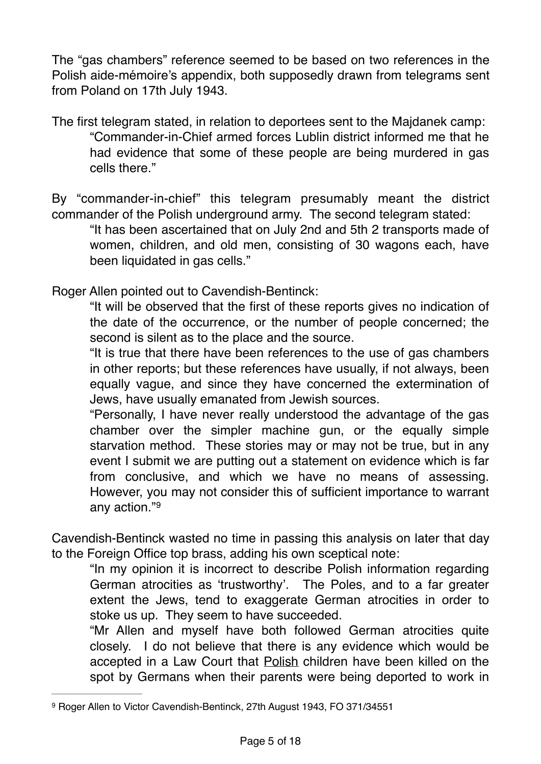The "gas chambers" reference seemed to be based on two references in the Polish aide-mémoire's appendix, both supposedly drawn from telegrams sent from Poland on 17th July 1943.

The first telegram stated, in relation to deportees sent to the Majdanek camp:

> "Commander-in-Chief armed forces Lublin district informed me that he had evidence that some of these people are being murdered in gas cells there."

By "commander-in-chief" this telegram presumably meant the district commander of the Polish underground army. The second telegram stated:

> "It has been ascertained that on July 2nd and 5th 2 transports made of women, children, and old men, consisting of 30 wagons each, have been liquidated in gas cells."

Roger Allen pointed out to Cavendish-Bentinck:

> "It will be observed that the first of these reports gives no indication of the date of the occurrence, or the number of people concerned; the second is silent as to the place and the source.
>
> "It is true that there have been references to the use of gas chambers in other reports; but these references have usually, if not always, been equally vague, and since they have concerned the extermination of Jews, have usually emanated from Jewish sources.
>
> "Personally, I have never really understood the advantage of the gas chamber over the simpler machine gun, or the equally simple starvation method. These stories may or may not be true, but in any event I submit we are putting out a statement on evidence which is far from conclusive, and which we have no means of assessing. However, you may not consider this of sufficient importance to warrant any action."[9]

Cavendish-Bentinck wasted no time in passing this analysis on later that day to the Foreign Office top brass, adding his own sceptical note:

> "In my opinion it is incorrect to describe Polish information regarding German atrocities as 'trustworthy'. The Poles, and to a far greater extent the Jews, tend to exaggerate German atrocities in order to stoke us up. They seem to have succeeded.
>
> "Mr Allen and myself have both followed German atrocities quite closely. I do not believe that there is any evidence which would be accepted in a Law Court that <u>Polish</u> children have been killed on the spot by Germans when their parents were being deported to work in

---

[9] Roger Allen to Victor Cavendish-Bentinck, 27th August 1943, FO 371/34551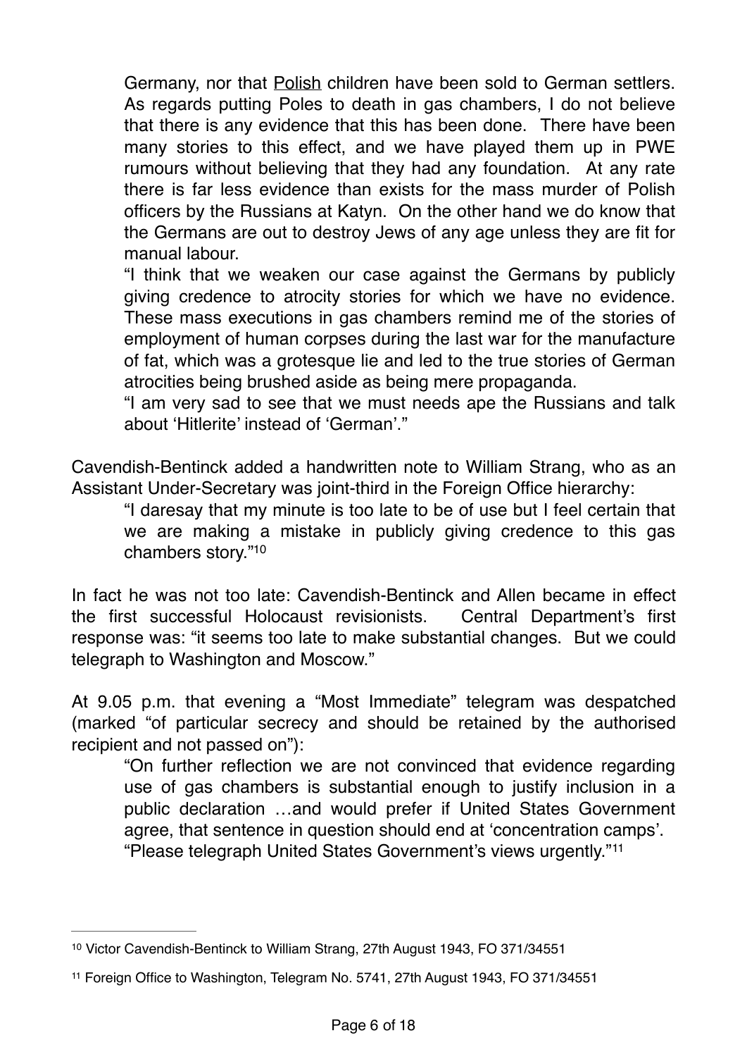> Germany, nor that <u>Polish</u> children have been sold to German settlers. As regards putting Poles to death in gas chambers, I do not believe that there is any evidence that this has been done. There have been many stories to this effect, and we have played them up in PWE rumours without believing that they had any foundation. At any rate there is far less evidence than exists for the mass murder of Polish officers by the Russians at Katyn. On the other hand we do know that the Germans are out to destroy Jews of any age unless they are fit for manual labour.
>
> "I think that we weaken our case against the Germans by publicly giving credence to atrocity stories for which we have no evidence. These mass executions in gas chambers remind me of the stories of employment of human corpses during the last war for the manufacture of fat, which was a grotesque lie and led to the true stories of German atrocities being brushed aside as being mere propaganda.
>
> "I am very sad to see that we must needs ape the Russians and talk about 'Hitlerite' instead of 'German'."

Cavendish-Bentinck added a handwritten note to William Strang, who as an Assistant Under-Secretary was joint-third in the Foreign Office hierarchy:

> "I daresay that my minute is too late to be of use but I feel certain that we are making a mistake in publicly giving credence to this gas chambers story."[10]

In fact he was not too late: Cavendish-Bentinck and Allen became in effect the first successful Holocaust revisionists. Central Department's first response was: "it seems too late to make substantial changes. But we could telegraph to Washington and Moscow."

At 9.05 p.m. that evening a "Most Immediate" telegram was despatched (marked "of particular secrecy and should be retained by the authorised recipient and not passed on"):

> "On further reflection we are not convinced that evidence regarding use of gas chambers is substantial enough to justify inclusion in a public declaration …and would prefer if United States Government agree, that sentence in question should end at 'concentration camps'.
>
> "Please telegraph United States Government's views urgently."[11]

---

[10] Victor Cavendish-Bentinck to William Strang, 27th August 1943, FO 371/34551

[11] Foreign Office to Washington, Telegram No. 5741, 27th August 1943, FO 371/34551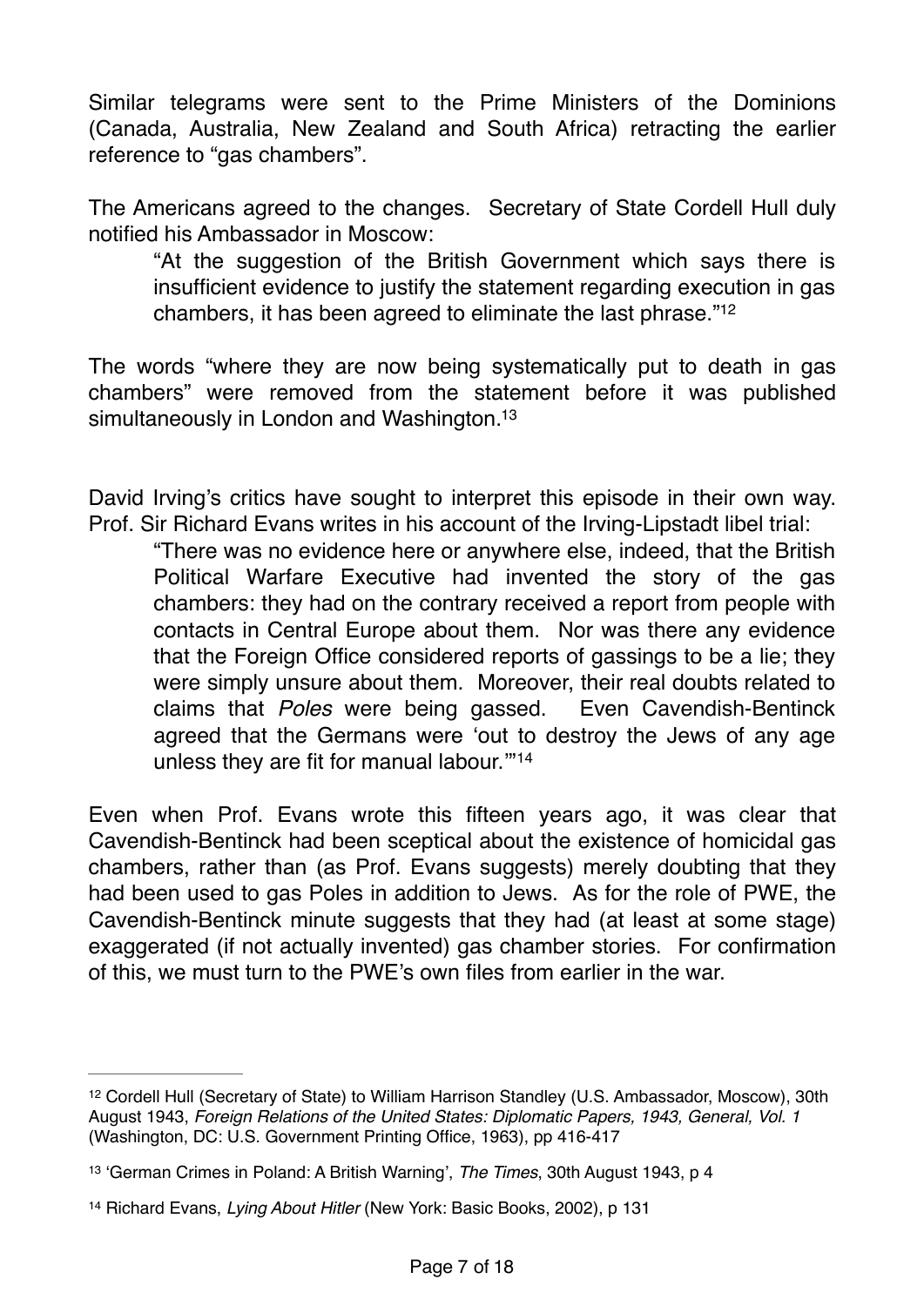Similar telegrams were sent to the Prime Ministers of the Dominions (Canada, Australia, New Zealand and South Africa) retracting the earlier reference to "gas chambers".

The Americans agreed to the changes. Secretary of State Cordell Hull duly notified his Ambassador in Moscow:

> "At the suggestion of the British Government which says there is insufficient evidence to justify the statement regarding execution in gas chambers, it has been agreed to eliminate the last phrase."[12]

The words "where they are now being systematically put to death in gas chambers" were removed from the statement before it was published simultaneously in London and Washington.[13]

David Irving's critics have sought to interpret this episode in their own way. Prof. Sir Richard Evans writes in his account of the Irving-Lipstadt libel trial:

> "There was no evidence here or anywhere else, indeed, that the British Political Warfare Executive had invented the story of the gas chambers: they had on the contrary received a report from people with contacts in Central Europe about them. Nor was there any evidence that the Foreign Office considered reports of gassings to be a lie; they were simply unsure about them. Moreover, their real doubts related to claims that *Poles* were being gassed. Even Cavendish-Bentinck agreed that the Germans were 'out to destroy the Jews of any age unless they are fit for manual labour.'"[14]

Even when Prof. Evans wrote this fifteen years ago, it was clear that Cavendish-Bentinck had been sceptical about the existence of homicidal gas chambers, rather than (as Prof. Evans suggests) merely doubting that they had been used to gas Poles in addition to Jews. As for the role of PWE, the Cavendish-Bentinck minute suggests that they had (at least at some stage) exaggerated (if not actually invented) gas chamber stories. For confirmation of this, we must turn to the PWE's own files from earlier in the war.

---

[12] Cordell Hull (Secretary of State) to William Harrison Standley (U.S. Ambassador, Moscow), 30th August 1943, *Foreign Relations of the United States: Diplomatic Papers, 1943, General, Vol. 1* (Washington, DC: U.S. Government Printing Office, 1963), pp 416-417

[13] 'German Crimes in Poland: A British Warning', *The Times*, 30th August 1943, p 4

[14] Richard Evans, *Lying About Hitler* (New York: Basic Books, 2002), p 131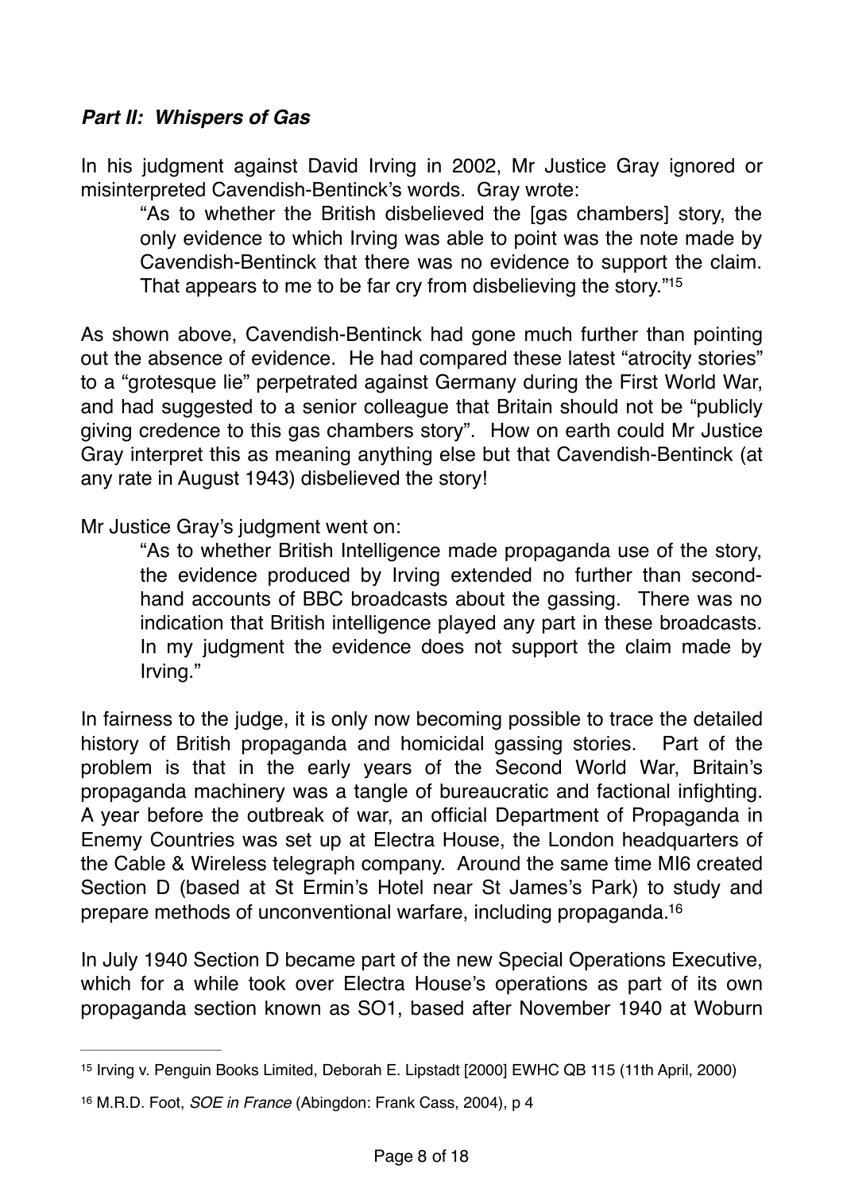***Part II: Whispers of Gas***

In his judgment against David Irving in 2002, Mr Justice Gray ignored or misinterpreted Cavendish-Bentinck's words. Gray wrote:

> "As to whether the British disbelieved the [gas chambers] story, the only evidence to which Irving was able to point was the note made by Cavendish-Bentinck that there was no evidence to support the claim. That appears to me to be far cry from disbelieving the story."[15]

As shown above, Cavendish-Bentinck had gone much further than pointing out the absence of evidence. He had compared these latest "atrocity stories" to a "grotesque lie" perpetrated against Germany during the First World War, and had suggested to a senior colleague that Britain should not be "publicly giving credence to this gas chambers story". How on earth could Mr Justice Gray interpret this as meaning anything else but that Cavendish-Bentinck (at any rate in August 1943) disbelieved the story!

Mr Justice Gray's judgment went on:

> "As to whether British Intelligence made propaganda use of the story, the evidence produced by Irving extended no further than second-hand accounts of BBC broadcasts about the gassing. There was no indication that British intelligence played any part in these broadcasts. In my judgment the evidence does not support the claim made by Irving."

In fairness to the judge, it is only now becoming possible to trace the detailed history of British propaganda and homicidal gassing stories. Part of the problem is that in the early years of the Second World War, Britain's propaganda machinery was a tangle of bureaucratic and factional infighting. A year before the outbreak of war, an official Department of Propaganda in Enemy Countries was set up at Electra House, the London headquarters of the Cable & Wireless telegraph company. Around the same time MI6 created Section D (based at St Ermin's Hotel near St James's Park) to study and prepare methods of unconventional warfare, including propaganda.[16]

In July 1940 Section D became part of the new Special Operations Executive, which for a while took over Electra House's operations as part of its own propaganda section known as SO1, based after November 1940 at Woburn

---

[15] Irving v. Penguin Books Limited, Deborah E. Lipstadt [2000] EWHC QB 115 (11th April, 2000)

[16] M.R.D. Foot, *SOE in France* (Abingdon: Frank Cass, 2004), p 4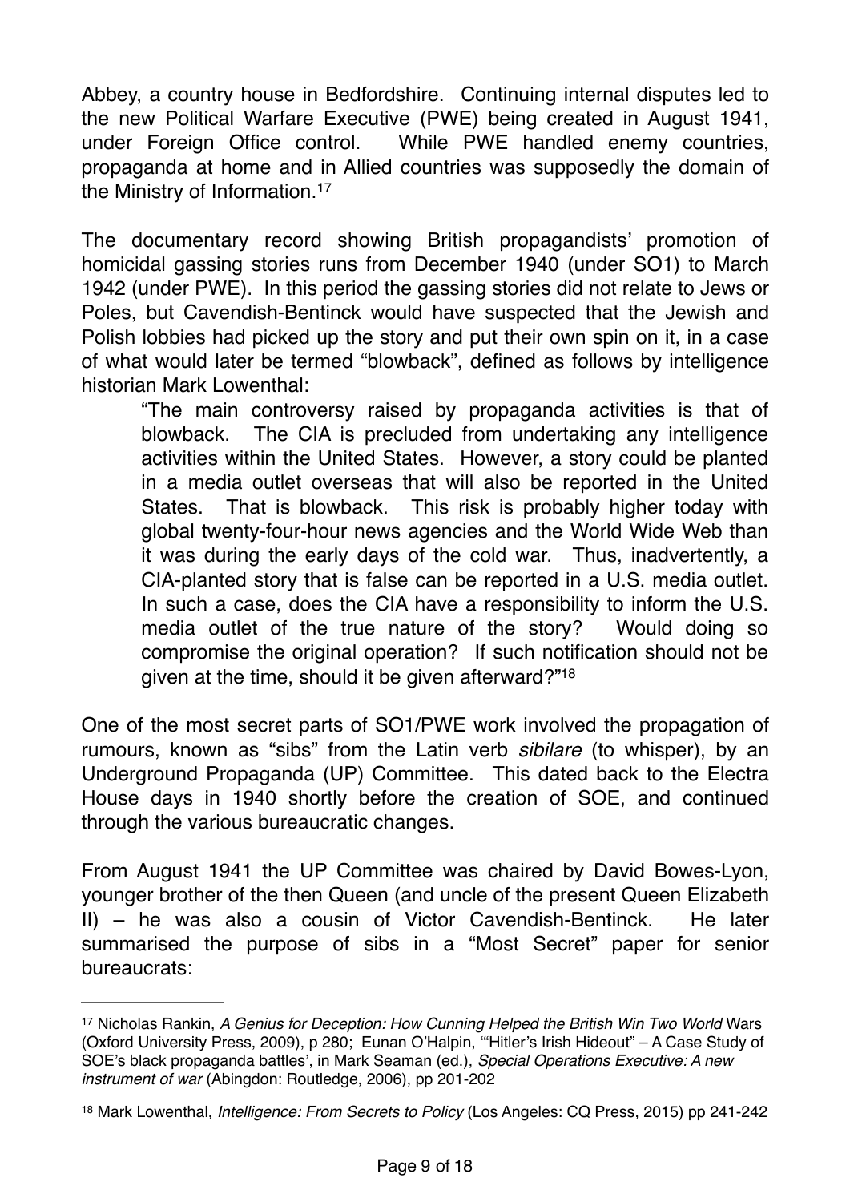Abbey, a country house in Bedfordshire. Continuing internal disputes led to the new Political Warfare Executive (PWE) being created in August 1941, under Foreign Office control. While PWE handled enemy countries, propaganda at home and in Allied countries was supposedly the domain of the Ministry of Information.[17]

The documentary record showing British propagandists' promotion of homicidal gassing stories runs from December 1940 (under SO1) to March 1942 (under PWE). In this period the gassing stories did not relate to Jews or Poles, but Cavendish-Bentinck would have suspected that the Jewish and Polish lobbies had picked up the story and put their own spin on it, in a case of what would later be termed "blowback", defined as follows by intelligence historian Mark Lowenthal:

> "The main controversy raised by propaganda activities is that of blowback. The CIA is precluded from undertaking any intelligence activities within the United States. However, a story could be planted in a media outlet overseas that will also be reported in the United States. That is blowback. This risk is probably higher today with global twenty-four-hour news agencies and the World Wide Web than it was during the early days of the cold war. Thus, inadvertently, a CIA-planted story that is false can be reported in a U.S. media outlet. In such a case, does the CIA have a responsibility to inform the U.S. media outlet of the true nature of the story? Would doing so compromise the original operation? If such notification should not be given at the time, should it be given afterward?"[18]

One of the most secret parts of SO1/PWE work involved the propagation of rumours, known as "sibs" from the Latin verb *sibilare* (to whisper), by an Underground Propaganda (UP) Committee. This dated back to the Electra House days in 1940 shortly before the creation of SOE, and continued through the various bureaucratic changes.

From August 1941 the UP Committee was chaired by David Bowes-Lyon, younger brother of the then Queen (and uncle of the present Queen Elizabeth II) – he was also a cousin of Victor Cavendish-Bentinck. He later summarised the purpose of sibs in a "Most Secret" paper for senior bureaucrats:

---

[17] Nicholas Rankin, *A Genius for Deception: How Cunning Helped the British Win Two World* Wars (Oxford University Press, 2009), p 280; Eunan O'Halpin, '"Hitler's Irish Hideout" – A Case Study of SOE's black propaganda battles', in Mark Seaman (ed.), *Special Operations Executive: A new instrument of war* (Abingdon: Routledge, 2006), pp 201-202

[18] Mark Lowenthal, *Intelligence: From Secrets to Policy* (Los Angeles: CQ Press, 2015) pp 241-242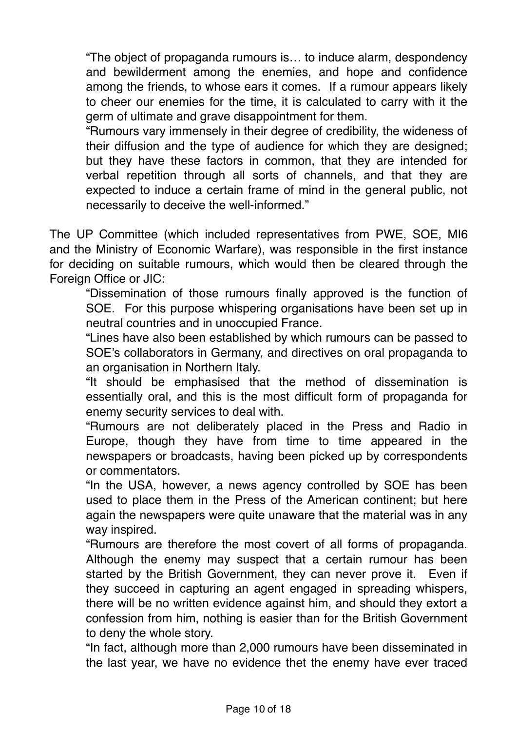> "The object of propaganda rumours is… to induce alarm, despondency and bewilderment among the enemies, and hope and confidence among the friends, to whose ears it comes. If a rumour appears likely to cheer our enemies for the time, it is calculated to carry with it the germ of ultimate and grave disappointment for them.
>
> "Rumours vary immensely in their degree of credibility, the wideness of their diffusion and the type of audience for which they are designed; but they have these factors in common, that they are intended for verbal repetition through all sorts of channels, and that they are expected to induce a certain frame of mind in the general public, not necessarily to deceive the well-informed."

The UP Committee (which included representatives from PWE, SOE, MI6 and the Ministry of Economic Warfare), was responsible in the first instance for deciding on suitable rumours, which would then be cleared through the Foreign Office or JIC:

> "Dissemination of those rumours finally approved is the function of SOE. For this purpose whispering organisations have been set up in neutral countries and in unoccupied France.
>
> "Lines have also been established by which rumours can be passed to SOE's collaborators in Germany, and directives on oral propaganda to an organisation in Northern Italy.
>
> "It should be emphasised that the method of dissemination is essentially oral, and this is the most difficult form of propaganda for enemy security services to deal with.
>
> "Rumours are not deliberately placed in the Press and Radio in Europe, though they have from time to time appeared in the newspapers or broadcasts, having been picked up by correspondents or commentators.
>
> "In the USA, however, a news agency controlled by SOE has been used to place them in the Press of the American continent; but here again the newspapers were quite unaware that the material was in any way inspired.
>
> "Rumours are therefore the most covert of all forms of propaganda. Although the enemy may suspect that a certain rumour has been started by the British Government, they can never prove it. Even if they succeed in capturing an agent engaged in spreading whispers, there will be no written evidence against him, and should they extort a confession from him, nothing is easier than for the British Government to deny the whole story.
>
> "In fact, although more than 2,000 rumours have been disseminated in the last year, we have no evidence thet the enemy have ever traced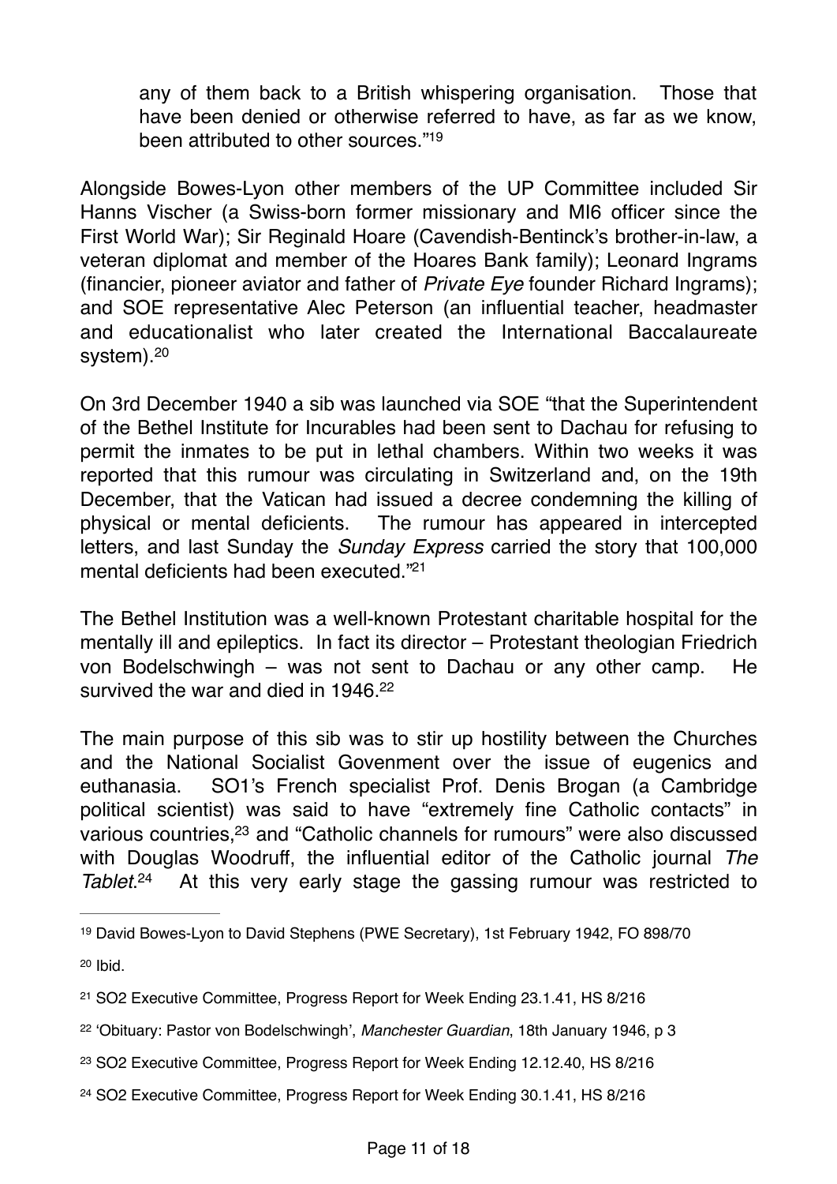> any of them back to a British whispering organisation. Those that have been denied or otherwise referred to have, as far as we know, been attributed to other sources."[19]

Alongside Bowes-Lyon other members of the UP Committee included Sir Hanns Vischer (a Swiss-born former missionary and MI6 officer since the First World War); Sir Reginald Hoare (Cavendish-Bentinck's brother-in-law, a veteran diplomat and member of the Hoares Bank family); Leonard Ingrams (financier, pioneer aviator and father of *Private Eye* founder Richard Ingrams); and SOE representative Alec Peterson (an influential teacher, headmaster and educationalist who later created the International Baccalaureate system).[20]

On 3rd December 1940 a sib was launched via SOE "that the Superintendent of the Bethel Institute for Incurables had been sent to Dachau for refusing to permit the inmates to be put in lethal chambers. Within two weeks it was reported that this rumour was circulating in Switzerland and, on the 19th December, that the Vatican had issued a decree condemning the killing of physical or mental deficients. The rumour has appeared in intercepted letters, and last Sunday the *Sunday Express* carried the story that 100,000 mental deficients had been executed."[21]

The Bethel Institution was a well-known Protestant charitable hospital for the mentally ill and epileptics. In fact its director – Protestant theologian Friedrich von Bodelschwingh – was not sent to Dachau or any other camp. He survived the war and died in 1946.[22]

The main purpose of this sib was to stir up hostility between the Churches and the National Socialist Govenment over the issue of eugenics and euthanasia. SO1's French specialist Prof. Denis Brogan (a Cambridge political scientist) was said to have "extremely fine Catholic contacts" in various countries,[23] and "Catholic channels for rumours" were also discussed with Douglas Woodruff, the influential editor of the Catholic journal *The Tablet*.[24] At this very early stage the gassing rumour was restricted to

---

[19] David Bowes-Lyon to David Stephens (PWE Secretary), 1st February 1942, FO 898/70

[20] Ibid.

[21] SO2 Executive Committee, Progress Report for Week Ending 23.1.41, HS 8/216

[22] 'Obituary: Pastor von Bodelschwingh', *Manchester Guardian*, 18th January 1946, p 3

[23] SO2 Executive Committee, Progress Report for Week Ending 12.12.40, HS 8/216

[24] SO2 Executive Committee, Progress Report for Week Ending 30.1.41, HS 8/216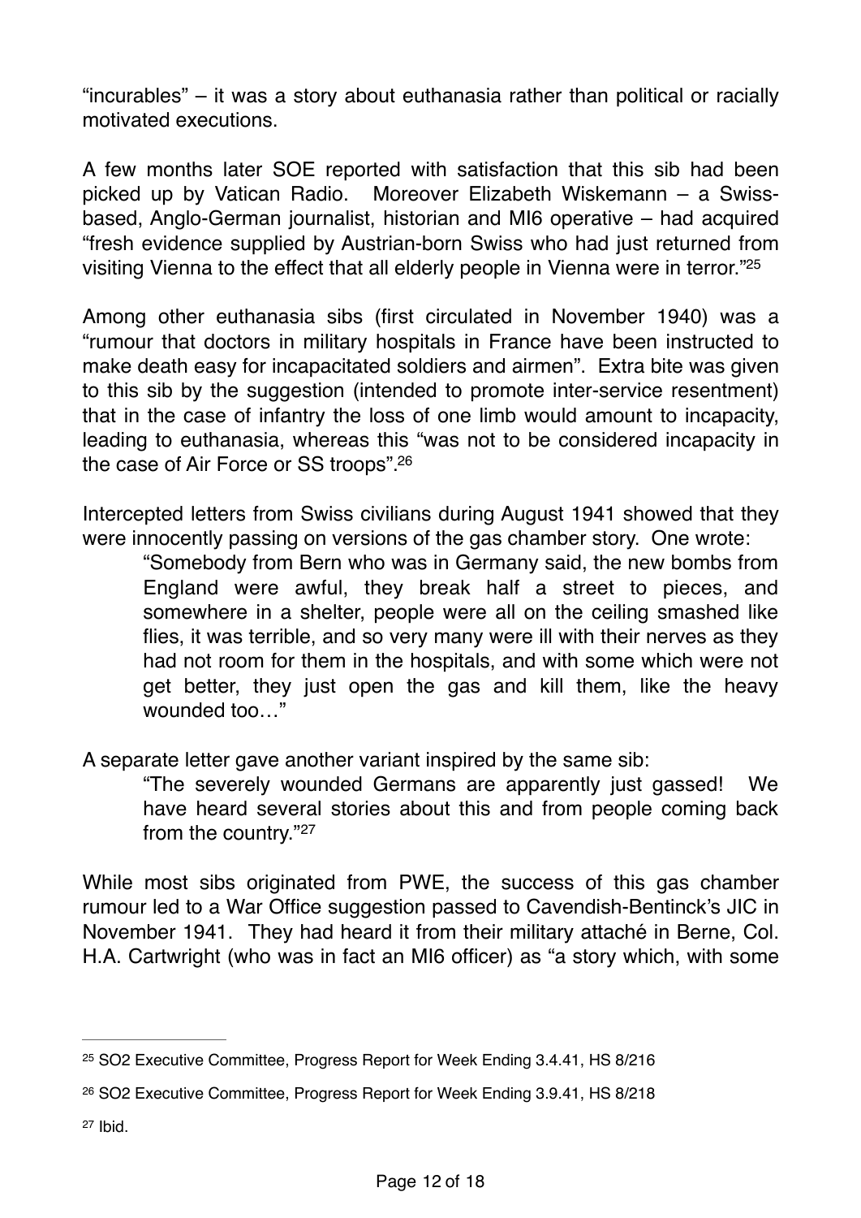"incurables" – it was a story about euthanasia rather than political or racially motivated executions.

A few months later SOE reported with satisfaction that this sib had been picked up by Vatican Radio. Moreover Elizabeth Wiskemann – a Swiss-based, Anglo-German journalist, historian and MI6 operative – had acquired "fresh evidence supplied by Austrian-born Swiss who had just returned from visiting Vienna to the effect that all elderly people in Vienna were in terror."[25]

Among other euthanasia sibs (first circulated in November 1940) was a "rumour that doctors in military hospitals in France have been instructed to make death easy for incapacitated soldiers and airmen". Extra bite was given to this sib by the suggestion (intended to promote inter-service resentment) that in the case of infantry the loss of one limb would amount to incapacity, leading to euthanasia, whereas this "was not to be considered incapacity in the case of Air Force or SS troops".[26]

Intercepted letters from Swiss civilians during August 1941 showed that they were innocently passing on versions of the gas chamber story. One wrote:

> "Somebody from Bern who was in Germany said, the new bombs from England were awful, they break half a street to pieces, and somewhere in a shelter, people were all on the ceiling smashed like flies, it was terrible, and so very many were ill with their nerves as they had not room for them in the hospitals, and with some which were not get better, they just open the gas and kill them, like the heavy wounded too…"

A separate letter gave another variant inspired by the same sib:

> "The severely wounded Germans are apparently just gassed! We have heard several stories about this and from people coming back from the country."[27]

While most sibs originated from PWE, the success of this gas chamber rumour led to a War Office suggestion passed to Cavendish-Bentinck's JIC in November 1941. They had heard it from their military attaché in Berne, Col. H.A. Cartwright (who was in fact an MI6 officer) as "a story which, with some

---

[25] SO2 Executive Committee, Progress Report for Week Ending 3.4.41, HS 8/216

[26] SO2 Executive Committee, Progress Report for Week Ending 3.9.41, HS 8/218

[27] Ibid.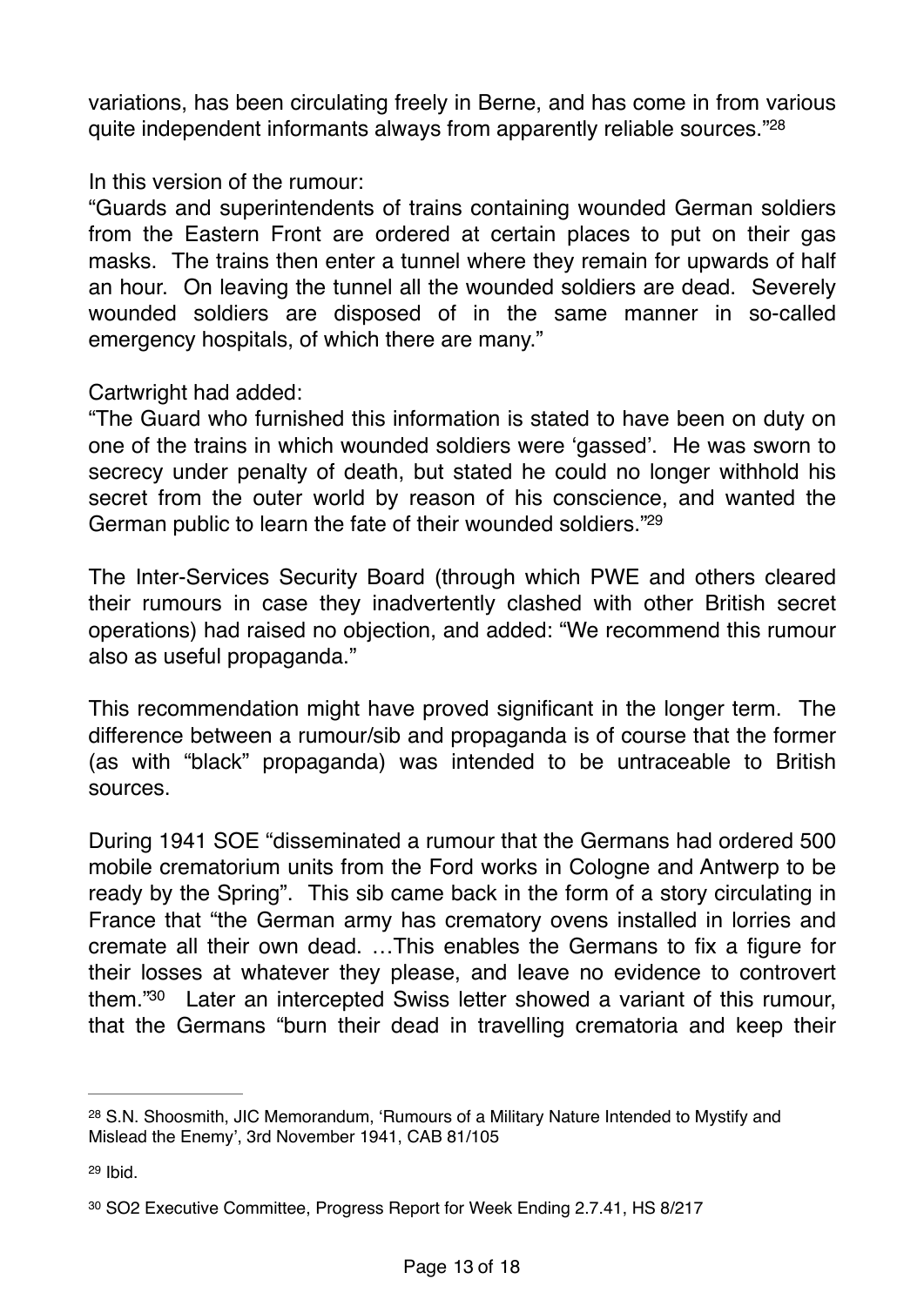variations, has been circulating freely in Berne, and has come in from various quite independent informants always from apparently reliable sources."[28]

In this version of the rumour:
"Guards and superintendents of trains containing wounded German soldiers from the Eastern Front are ordered at certain places to put on their gas masks. The trains then enter a tunnel where they remain for upwards of half an hour. On leaving the tunnel all the wounded soldiers are dead. Severely wounded soldiers are disposed of in the same manner in so-called emergency hospitals, of which there are many."

Cartwright had added:
"The Guard who furnished this information is stated to have been on duty on one of the trains in which wounded soldiers were 'gassed'. He was sworn to secrecy under penalty of death, but stated he could no longer withhold his secret from the outer world by reason of his conscience, and wanted the German public to learn the fate of their wounded soldiers."[29]

The Inter-Services Security Board (through which PWE and others cleared their rumours in case they inadvertently clashed with other British secret operations) had raised no objection, and added: "We recommend this rumour also as useful propaganda."

This recommendation might have proved significant in the longer term. The difference between a rumour/sib and propaganda is of course that the former (as with "black" propaganda) was intended to be untraceable to British sources.

During 1941 SOE "disseminated a rumour that the Germans had ordered 500 mobile crematorium units from the Ford works in Cologne and Antwerp to be ready by the Spring". This sib came back in the form of a story circulating in France that "the German army has crematory ovens installed in lorries and cremate all their own dead. …This enables the Germans to fix a figure for their losses at whatever they please, and leave no evidence to controvert them."[30] Later an intercepted Swiss letter showed a variant of this rumour, that the Germans "burn their dead in travelling crematoria and keep their

---

[28] S.N. Shoosmith, JIC Memorandum, 'Rumours of a Military Nature Intended to Mystify and Mislead the Enemy', 3rd November 1941, CAB 81/105

[29] Ibid.

[30] SO2 Executive Committee, Progress Report for Week Ending 2.7.41, HS 8/217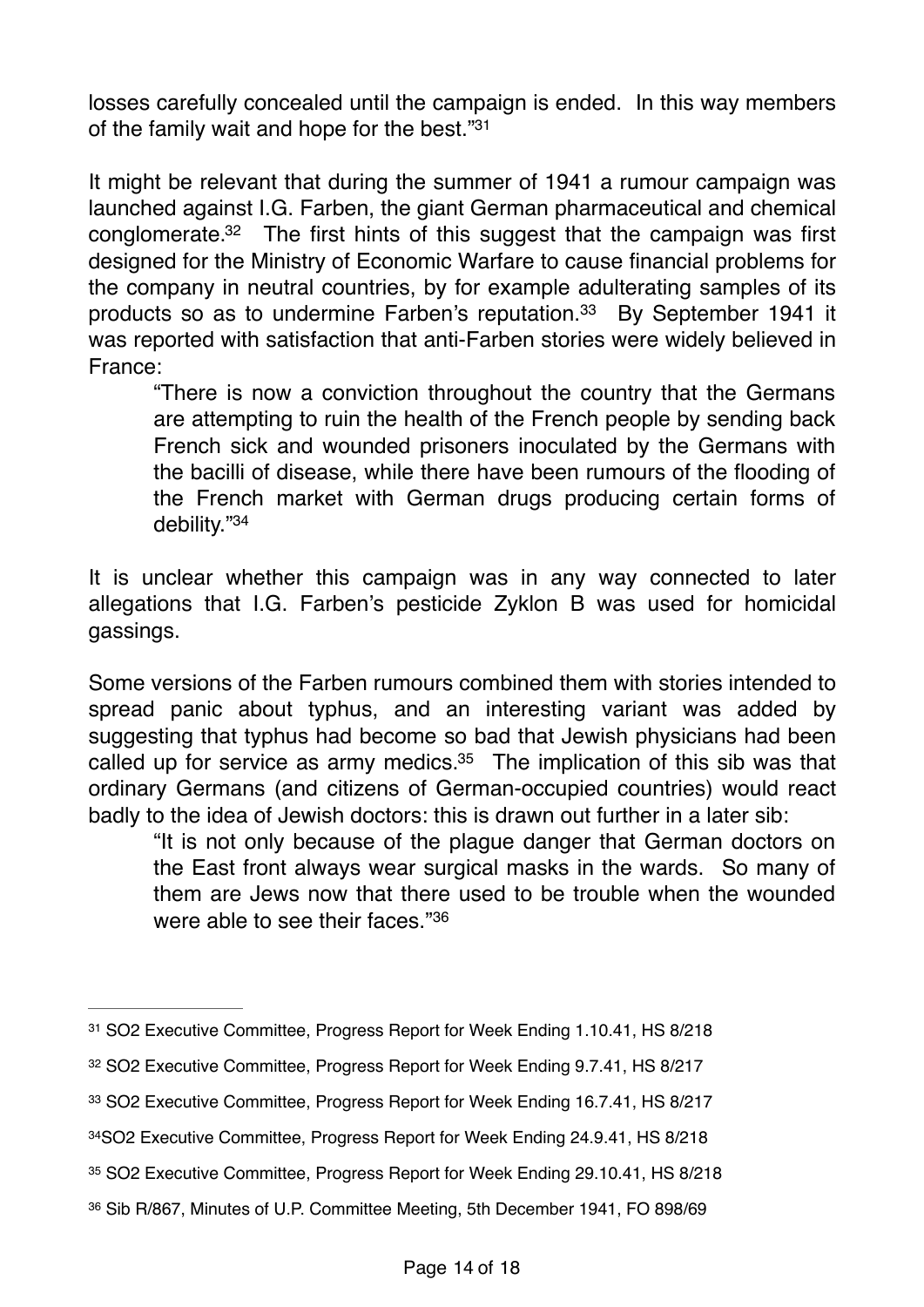losses carefully concealed until the campaign is ended. In this way members of the family wait and hope for the best."[31]

It might be relevant that during the summer of 1941 a rumour campaign was launched against I.G. Farben, the giant German pharmaceutical and chemical conglomerate.[32] The first hints of this suggest that the campaign was first designed for the Ministry of Economic Warfare to cause financial problems for the company in neutral countries, by for example adulterating samples of its products so as to undermine Farben's reputation.[33] By September 1941 it was reported with satisfaction that anti-Farben stories were widely believed in France:

> "There is now a conviction throughout the country that the Germans are attempting to ruin the health of the French people by sending back French sick and wounded prisoners inoculated by the Germans with the bacilli of disease, while there have been rumours of the flooding of the French market with German drugs producing certain forms of debility."[34]

It is unclear whether this campaign was in any way connected to later allegations that I.G. Farben's pesticide Zyklon B was used for homicidal gassings.

Some versions of the Farben rumours combined them with stories intended to spread panic about typhus, and an interesting variant was added by suggesting that typhus had become so bad that Jewish physicians had been called up for service as army medics.[35] The implication of this sib was that ordinary Germans (and citizens of German-occupied countries) would react badly to the idea of Jewish doctors: this is drawn out further in a later sib:

> "It is not only because of the plague danger that German doctors on the East front always wear surgical masks in the wards. So many of them are Jews now that there used to be trouble when the wounded were able to see their faces."[36]

---

[31] SO2 Executive Committee, Progress Report for Week Ending 1.10.41, HS 8/218

[32] SO2 Executive Committee, Progress Report for Week Ending 9.7.41, HS 8/217

[33] SO2 Executive Committee, Progress Report for Week Ending 16.7.41, HS 8/217

[34] SO2 Executive Committee, Progress Report for Week Ending 24.9.41, HS 8/218

[35] SO2 Executive Committee, Progress Report for Week Ending 29.10.41, HS 8/218

[36] Sib R/867, Minutes of U.P. Committee Meeting, 5th December 1941, FO 898/69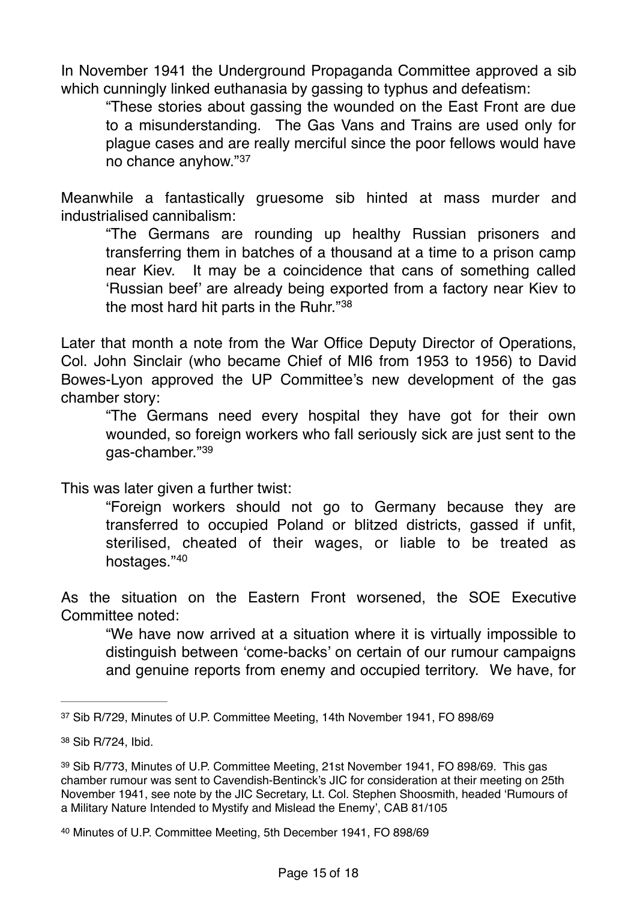In November 1941 the Underground Propaganda Committee approved a sib which cunningly linked euthanasia by gassing to typhus and defeatism:

> "These stories about gassing the wounded on the East Front are due to a misunderstanding. The Gas Vans and Trains are used only for plague cases and are really merciful since the poor fellows would have no chance anyhow."[37]

Meanwhile a fantastically gruesome sib hinted at mass murder and industrialised cannibalism:

> "The Germans are rounding up healthy Russian prisoners and transferring them in batches of a thousand at a time to a prison camp near Kiev. It may be a coincidence that cans of something called 'Russian beef' are already being exported from a factory near Kiev to the most hard hit parts in the Ruhr."[38]

Later that month a note from the War Office Deputy Director of Operations, Col. John Sinclair (who became Chief of MI6 from 1953 to 1956) to David Bowes-Lyon approved the UP Committee's new development of the gas chamber story:

> "The Germans need every hospital they have got for their own wounded, so foreign workers who fall seriously sick are just sent to the gas-chamber."[39]

This was later given a further twist:

> "Foreign workers should not go to Germany because they are transferred to occupied Poland or blitzed districts, gassed if unfit, sterilised, cheated of their wages, or liable to be treated as hostages."[40]

As the situation on the Eastern Front worsened, the SOE Executive Committee noted:

> "We have now arrived at a situation where it is virtually impossible to distinguish between 'come-backs' on certain of our rumour campaigns and genuine reports from enemy and occupied territory. We have, for

---

[37] Sib R/729, Minutes of U.P. Committee Meeting, 14th November 1941, FO 898/69

[38] Sib R/724, Ibid.

[39] Sib R/773, Minutes of U.P. Committee Meeting, 21st November 1941, FO 898/69. This gas chamber rumour was sent to Cavendish-Bentinck's JIC for consideration at their meeting on 25th November 1941, see note by the JIC Secretary, Lt. Col. Stephen Shoosmith, headed 'Rumours of a Military Nature Intended to Mystify and Mislead the Enemy', CAB 81/105

[40] Minutes of U.P. Committee Meeting, 5th December 1941, FO 898/69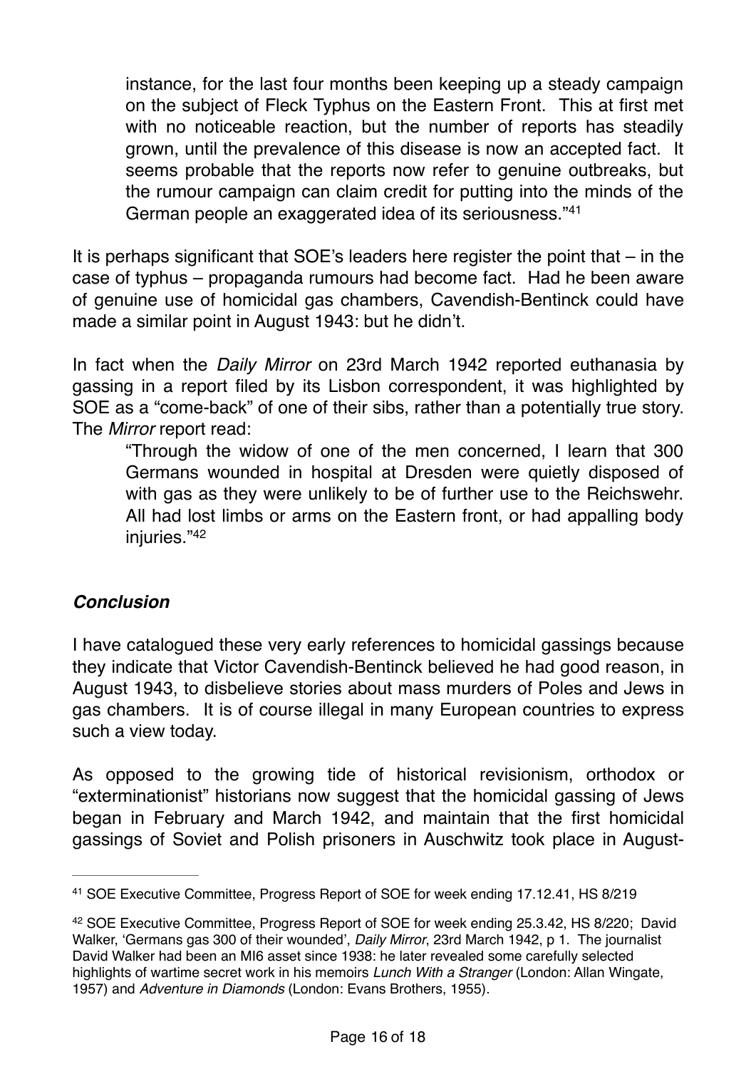> instance, for the last four months been keeping up a steady campaign on the subject of Fleck Typhus on the Eastern Front. This at first met with no noticeable reaction, but the number of reports has steadily grown, until the prevalence of this disease is now an accepted fact. It seems probable that the reports now refer to genuine outbreaks, but the rumour campaign can claim credit for putting into the minds of the German people an exaggerated idea of its seriousness."[41]

It is perhaps significant that SOE's leaders here register the point that – in the case of typhus – propaganda rumours had become fact. Had he been aware of genuine use of homicidal gas chambers, Cavendish-Bentinck could have made a similar point in August 1943: but he didn't.

In fact when the *Daily Mirror* on 23rd March 1942 reported euthanasia by gassing in a report filed by its Lisbon correspondent, it was highlighted by SOE as a "come-back" of one of their sibs, rather than a potentially true story. The *Mirror* report read:

> "Through the widow of one of the men concerned, I learn that 300 Germans wounded in hospital at Dresden were quietly disposed of with gas as they were unlikely to be of further use to the Reichswehr. All had lost limbs or arms on the Eastern front, or had appalling body injuries."[42]

### *Conclusion*

I have catalogued these very early references to homicidal gassings because they indicate that Victor Cavendish-Bentinck believed he had good reason, in August 1943, to disbelieve stories about mass murders of Poles and Jews in gas chambers. It is of course illegal in many European countries to express such a view today.

As opposed to the growing tide of historical revisionism, orthodox or "exterminationist" historians now suggest that the homicidal gassing of Jews began in February and March 1942, and maintain that the first homicidal gassings of Soviet and Polish prisoners in Auschwitz took place in August-

---

[41] SOE Executive Committee, Progress Report of SOE for week ending 17.12.41, HS 8/219

[42] SOE Executive Committee, Progress Report of SOE for week ending 25.3.42, HS 8/220; David Walker, 'Germans gas 300 of their wounded', *Daily Mirror*, 23rd March 1942, p 1. The journalist David Walker had been an MI6 asset since 1938: he later revealed some carefully selected highlights of wartime secret work in his memoirs *Lunch With a Stranger* (London: Allan Wingate, 1957) and *Adventure in Diamonds* (London: Evans Brothers, 1955).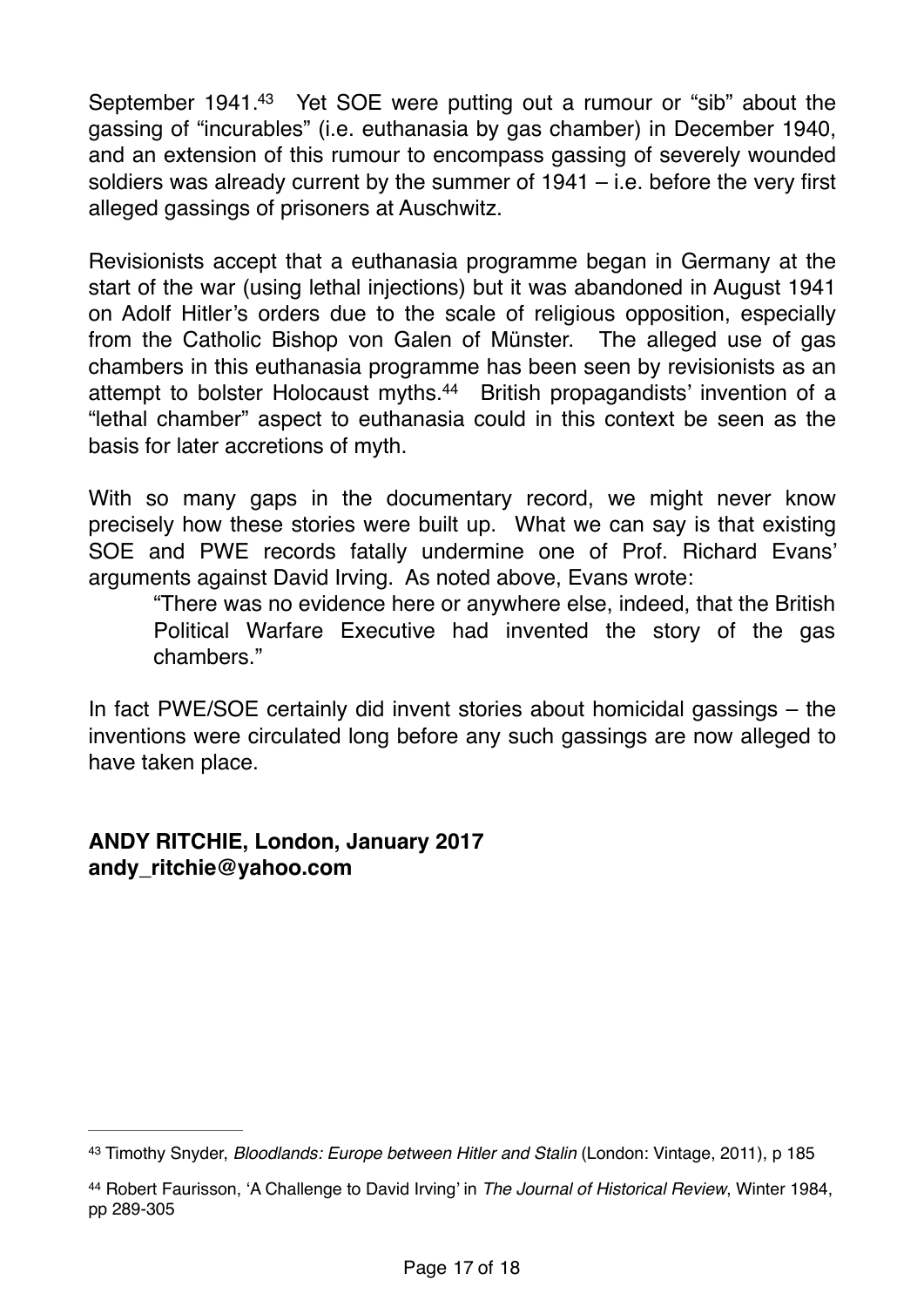September 1941.[43] Yet SOE were putting out a rumour or "sib" about the gassing of "incurables" (i.e. euthanasia by gas chamber) in December 1940, and an extension of this rumour to encompass gassing of severely wounded soldiers was already current by the summer of 1941 – i.e. before the very first alleged gassings of prisoners at Auschwitz.

Revisionists accept that a euthanasia programme began in Germany at the start of the war (using lethal injections) but it was abandoned in August 1941 on Adolf Hitler's orders due to the scale of religious opposition, especially from the Catholic Bishop von Galen of Münster. The alleged use of gas chambers in this euthanasia programme has been seen by revisionists as an attempt to bolster Holocaust myths.[44] British propagandists' invention of a "lethal chamber" aspect to euthanasia could in this context be seen as the basis for later accretions of myth.

With so many gaps in the documentary record, we might never know precisely how these stories were built up. What we can say is that existing SOE and PWE records fatally undermine one of Prof. Richard Evans' arguments against David Irving. As noted above, Evans wrote:

> "There was no evidence here or anywhere else, indeed, that the British Political Warfare Executive had invented the story of the gas chambers."

In fact PWE/SOE certainly did invent stories about homicidal gassings – the inventions were circulated long before any such gassings are now alleged to have taken place.

**ANDY RITCHIE, London, January 2017**
**andy_ritchie@yahoo.com**

---

[43] Timothy Snyder, *Bloodlands: Europe between Hitler and Stalin* (London: Vintage, 2011), p 185

[44] Robert Faurisson, 'A Challenge to David Irving' in *The Journal of Historical Review*, Winter 1984, pp 289-305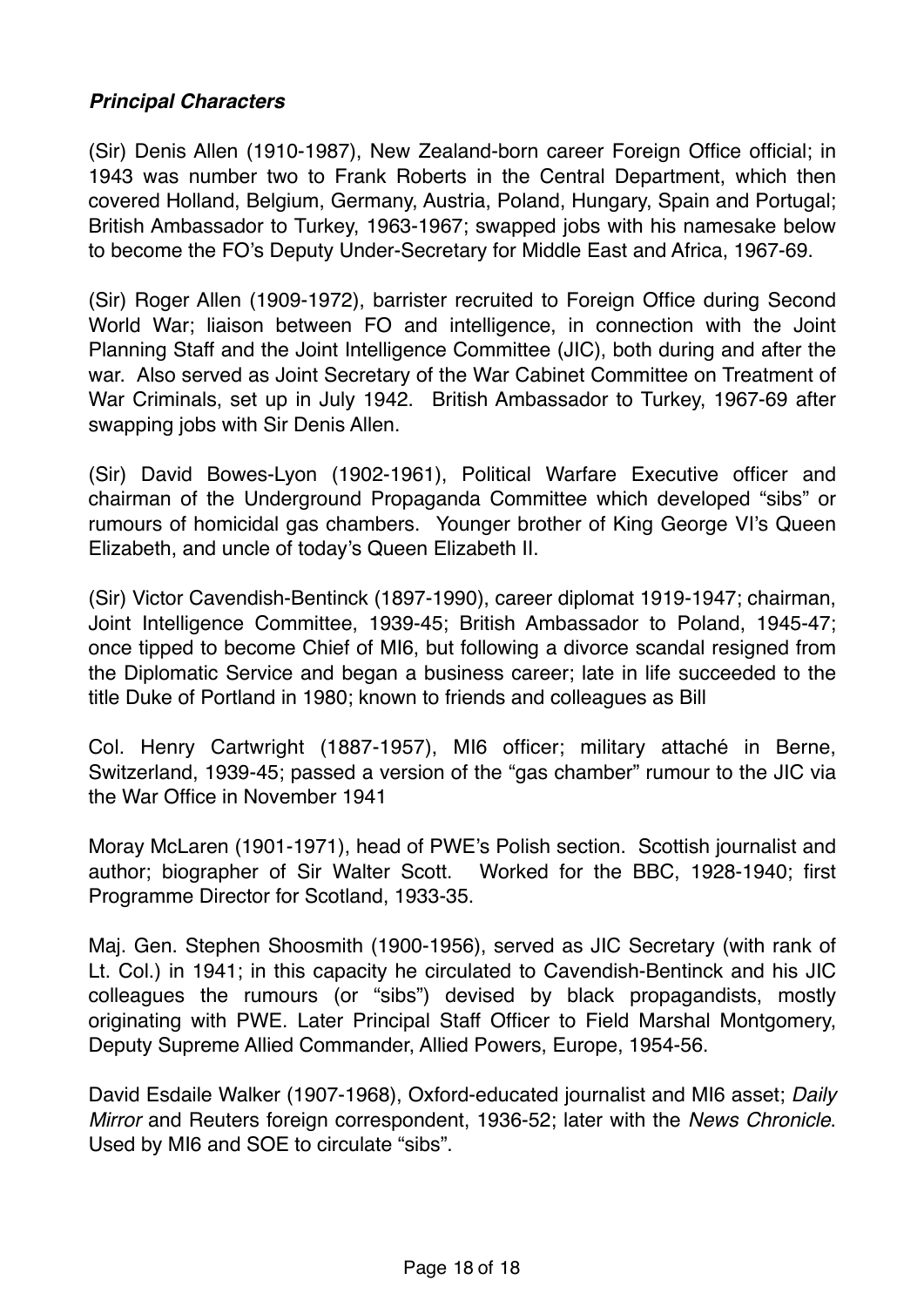***Principal Characters***

(Sir) Denis Allen (1910-1987), New Zealand-born career Foreign Office official; in 1943 was number two to Frank Roberts in the Central Department, which then covered Holland, Belgium, Germany, Austria, Poland, Hungary, Spain and Portugal; British Ambassador to Turkey, 1963-1967; swapped jobs with his namesake below to become the FO's Deputy Under-Secretary for Middle East and Africa, 1967-69.

(Sir) Roger Allen (1909-1972), barrister recruited to Foreign Office during Second World War; liaison between FO and intelligence, in connection with the Joint Planning Staff and the Joint Intelligence Committee (JIC), both during and after the war. Also served as Joint Secretary of the War Cabinet Committee on Treatment of War Criminals, set up in July 1942. British Ambassador to Turkey, 1967-69 after swapping jobs with Sir Denis Allen.

(Sir) David Bowes-Lyon (1902-1961), Political Warfare Executive officer and chairman of the Underground Propaganda Committee which developed "sibs" or rumours of homicidal gas chambers. Younger brother of King George VI's Queen Elizabeth, and uncle of today's Queen Elizabeth II.

(Sir) Victor Cavendish-Bentinck (1897-1990), career diplomat 1919-1947; chairman, Joint Intelligence Committee, 1939-45; British Ambassador to Poland, 1945-47; once tipped to become Chief of MI6, but following a divorce scandal resigned from the Diplomatic Service and began a business career; late in life succeeded to the title Duke of Portland in 1980; known to friends and colleagues as Bill

Col. Henry Cartwright (1887-1957), MI6 officer; military attaché in Berne, Switzerland, 1939-45; passed a version of the "gas chamber" rumour to the JIC via the War Office in November 1941

Moray McLaren (1901-1971), head of PWE's Polish section. Scottish journalist and author; biographer of Sir Walter Scott. Worked for the BBC, 1928-1940; first Programme Director for Scotland, 1933-35.

Maj. Gen. Stephen Shoosmith (1900-1956), served as JIC Secretary (with rank of Lt. Col.) in 1941; in this capacity he circulated to Cavendish-Bentinck and his JIC colleagues the rumours (or "sibs") devised by black propagandists, mostly originating with PWE. Later Principal Staff Officer to Field Marshal Montgomery, Deputy Supreme Allied Commander, Allied Powers, Europe, 1954-56.

David Esdaile Walker (1907-1968), Oxford-educated journalist and MI6 asset; *Daily Mirror* and Reuters foreign correspondent, 1936-52; later with the *News Chronicle*. Used by MI6 and SOE to circulate "sibs".